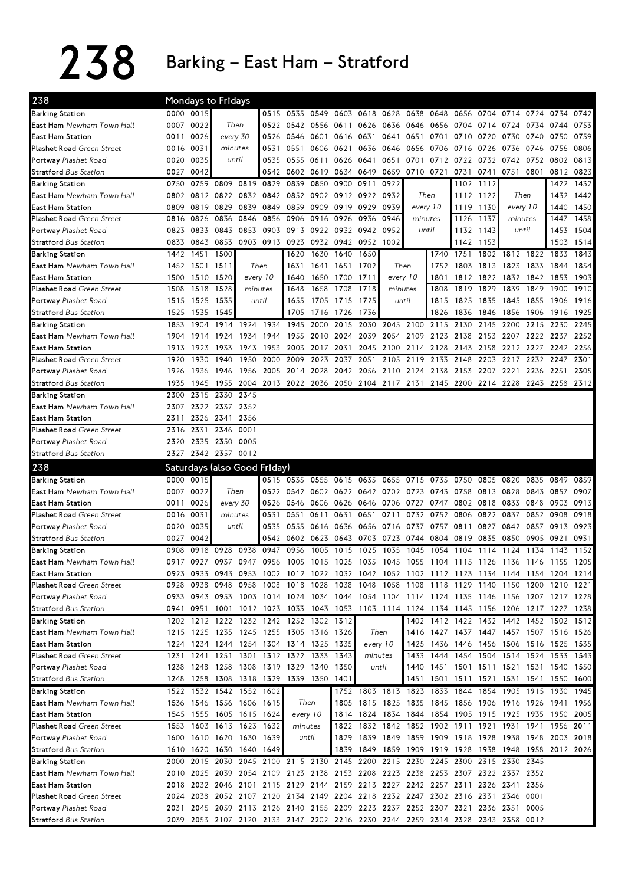# 238 Barking – East Ham – Stratford

## 238 Mondays to Fridays

| Stop | | | | | | | | | | | | | | | | | | |
|---|---|---|---|---|---|---|---|---|---|---|---|---|---|---|---|---|---|---|
| Barking Station | 0000 | 0015 | | 0515 | 0535 | 0549 | 0603 | 0618 | 0628 | 0638 | 0648 | 0656 | 0704 | 0714 | 0724 | 0734 | 0742 |
| East Ham *Newham Town Hall* | 0007 | 0022 | Then | 0522 | 0542 | 0556 | 0611 | 0626 | 0636 | 0646 | 0656 | 0704 | 0714 | 0724 | 0734 | 0744 | 0753 |
| East Ham Station | 0011 | 0026 | every 30 | 0526 | 0546 | 0601 | 0616 | 0631 | 0641 | 0651 | 0701 | 0710 | 0720 | 0730 | 0740 | 0750 | 0759 |
| Plashet Road *Green Street* | 0016 | 0031 | minutes | 0531 | 0551 | 0606 | 0621 | 0636 | 0646 | 0656 | 0706 | 0716 | 0726 | 0736 | 0746 | 0756 | 0806 |
| Portway *Plashet Road* | 0020 | 0035 | until | 0535 | 0555 | 0611 | 0626 | 0641 | 0651 | 0701 | 0712 | 0722 | 0732 | 0742 | 0752 | 0802 | 0813 |
| Stratford *Bus Station* | 0027 | 0042 | | 0542 | 0602 | 0619 | 0634 | 0649 | 0659 | 0710 | 0721 | 0731 | 0741 | 0751 | 0801 | 0812 | 0823 |

| Stop | | | | | | | | | | | | | | | | | |
|---|---|---|---|---|---|---|---|---|---|---|---|---|---|---|---|---|
| Barking Station | 0750 | 0759 | 0809 | 0819 | 0829 | 0839 | 0850 | 0900 | 0911 | 0922 | | 1102 | 1112 | | 1422 | 1432 |
| East Ham *Newham Town Hall* | 0802 | 0812 | 0822 | 0832 | 0842 | 0852 | 0902 | 0912 | 0922 | 0932 | Then | 1112 | 1122 | Then | 1432 | 1442 |
| East Ham Station | 0809 | 0819 | 0829 | 0839 | 0849 | 0859 | 0909 | 0919 | 0929 | 0939 | every 10 | 1119 | 1130 | every 10 | 1440 | 1450 |
| Plashet Road *Green Street* | 0816 | 0826 | 0836 | 0846 | 0856 | 0906 | 0916 | 0926 | 0936 | 0946 | minutes | 1126 | 1137 | minutes | 1447 | 1458 |
| Portway *Plashet Road* | 0823 | 0833 | 0843 | 0853 | 0903 | 0913 | 0922 | 0932 | 0942 | 0952 | until | 1132 | 1143 | until | 1453 | 1504 |
| Stratford *Bus Station* | 0833 | 0843 | 0853 | 0903 | 0913 | 0923 | 0932 | 0942 | 0952 | 1002 | | 1142 | 1153 | | 1503 | 1514 |

| Stop | | | | | | | | | | | | | | | | | |
|---|---|---|---|---|---|---|---|---|---|---|---|---|---|---|---|---|
| Barking Station | 1442 | 1451 | 1500 | | 1620 | 1630 | 1640 | 1650 | | 1740 | 1751 | 1802 | 1812 | 1822 | 1833 | 1843 |
| East Ham *Newham Town Hall* | 1452 | 1501 | 1511 | Then | 1631 | 1641 | 1651 | 1702 | Then | 1752 | 1803 | 1813 | 1823 | 1833 | 1844 | 1854 |
| East Ham Station | 1500 | 1510 | 1520 | every 10 | 1640 | 1650 | 1700 | 1711 | every 10 | 1801 | 1812 | 1822 | 1832 | 1842 | 1853 | 1903 |
| Plashet Road *Green Street* | 1508 | 1518 | 1528 | minutes | 1648 | 1658 | 1708 | 1718 | minutes | 1808 | 1819 | 1829 | 1839 | 1849 | 1900 | 1910 |
| Portway *Plashet Road* | 1515 | 1525 | 1535 | until | 1655 | 1705 | 1715 | 1725 | until | 1815 | 1825 | 1835 | 1845 | 1855 | 1906 | 1916 |
| Stratford *Bus Station* | 1525 | 1535 | 1545 | | 1705 | 1716 | 1726 | 1736 | | 1826 | 1836 | 1846 | 1856 | 1906 | 1916 | 1925 |

| Stop | | | | | | | | | | | | | | | | | | |
|---|---|---|---|---|---|---|---|---|---|---|---|---|---|---|---|---|---|---|
| Barking Station | 1853 | 1904 | 1914 | 1924 | 1934 | 1945 | 2000 | 2015 | 2030 | 2045 | 2100 | 2115 | 2130 | 2145 | 2200 | 2215 | 2230 | 2245 |
| East Ham *Newham Town Hall* | 1904 | 1914 | 1924 | 1934 | 1944 | 1955 | 2010 | 2024 | 2039 | 2054 | 2109 | 2123 | 2138 | 2153 | 2207 | 2222 | 2237 | 2252 |
| East Ham Station | 1913 | 1923 | 1933 | 1943 | 1953 | 2003 | 2017 | 2031 | 2045 | 2100 | 2114 | 2128 | 2143 | 2158 | 2212 | 2227 | 2242 | 2256 |
| Plashet Road *Green Street* | 1920 | 1930 | 1940 | 1950 | 2000 | 2009 | 2023 | 2037 | 2051 | 2105 | 2119 | 2133 | 2148 | 2203 | 2217 | 2232 | 2247 | 2301 |
| Portway *Plashet Road* | 1926 | 1936 | 1946 | 1956 | 2005 | 2014 | 2028 | 2042 | 2056 | 2110 | 2124 | 2138 | 2153 | 2207 | 2221 | 2236 | 2251 | 2305 |
| Stratford *Bus Station* | 1935 | 1945 | 1955 | 2004 | 2013 | 2022 | 2036 | 2050 | 2104 | 2117 | 2131 | 2145 | 2200 | 2214 | 2228 | 2243 | 2258 | 2312 |

| Stop | | | | |
|---|---|---|---|---|
| Barking Station | 2300 | 2315 | 2330 | 2345 |
| East Ham *Newham Town Hall* | 2307 | 2322 | 2337 | 2352 |
| East Ham Station | 2311 | 2326 | 2341 | 2356 |
| Plashet Road *Green Street* | 2316 | 2331 | 2346 | 0001 |
| Portway *Plashet Road* | 2320 | 2335 | 2350 | 0005 |
| Stratford *Bus Station* | 2327 | 2342 | 2357 | 0012 |

## 238 Saturdays (also Good Friday)

| Stop | | | | | | | | | | | | | | | | | |
|---|---|---|---|---|---|---|---|---|---|---|---|---|---|---|---|---|---|
| Barking Station | 0000 | 0015 | | 0515 | 0535 | 0555 | 0615 | 0635 | 0655 | 0715 | 0735 | 0750 | 0805 | 0820 | 0835 | 0849 | 0859 |
| East Ham *Newham Town Hall* | 0007 | 0022 | Then | 0522 | 0542 | 0602 | 0622 | 0642 | 0702 | 0723 | 0743 | 0758 | 0813 | 0828 | 0843 | 0857 | 0907 |
| East Ham Station | 0011 | 0026 | every 30 | 0526 | 0546 | 0606 | 0626 | 0646 | 0706 | 0727 | 0747 | 0802 | 0818 | 0833 | 0848 | 0903 | 0913 |
| Plashet Road *Green Street* | 0016 | 0031 | minutes | 0531 | 0551 | 0611 | 0631 | 0651 | 0711 | 0732 | 0752 | 0806 | 0822 | 0837 | 0852 | 0908 | 0918 |
| Portway *Plashet Road* | 0020 | 0035 | until | 0535 | 0555 | 0616 | 0636 | 0656 | 0716 | 0737 | 0757 | 0811 | 0827 | 0842 | 0857 | 0913 | 0923 |
| Stratford *Bus Station* | 0027 | 0042 | | 0542 | 0602 | 0623 | 0643 | 0703 | 0723 | 0744 | 0804 | 0819 | 0835 | 0850 | 0905 | 0921 | 0931 |

| Stop | | | | | | | | | | | | | | | | | | |
|---|---|---|---|---|---|---|---|---|---|---|---|---|---|---|---|---|---|---|
| Barking Station | 0908 | 0918 | 0928 | 0938 | 0947 | 0956 | 1005 | 1015 | 1025 | 1035 | 1045 | 1054 | 1104 | 1114 | 1124 | 1134 | 1143 | 1152 |
| East Ham *Newham Town Hall* | 0917 | 0927 | 0937 | 0947 | 0956 | 1005 | 1015 | 1025 | 1035 | 1045 | 1055 | 1104 | 1115 | 1126 | 1136 | 1146 | 1155 | 1205 |
| East Ham Station | 0923 | 0933 | 0943 | 0953 | 1002 | 1012 | 1022 | 1032 | 1042 | 1052 | 1102 | 1112 | 1123 | 1134 | 1144 | 1154 | 1204 | 1214 |
| Plashet Road *Green Street* | 0928 | 0938 | 0948 | 0958 | 1008 | 1018 | 1028 | 1038 | 1048 | 1058 | 1108 | 1118 | 1129 | 1140 | 1150 | 1200 | 1210 | 1221 |
| Portway *Plashet Road* | 0933 | 0943 | 0953 | 1003 | 1014 | 1024 | 1034 | 1044 | 1054 | 1104 | 1114 | 1124 | 1135 | 1146 | 1156 | 1207 | 1217 | 1228 |
| Stratford *Bus Station* | 0941 | 0951 | 1001 | 1012 | 1023 | 1033 | 1043 | 1053 | 1103 | 1114 | 1124 | 1134 | 1145 | 1156 | 1206 | 1217 | 1227 | 1238 |

| Stop | | | | | | | | | | | | | | | | | | |
|---|---|---|---|---|---|---|---|---|---|---|---|---|---|---|---|---|---|
| Barking Station | 1202 | 1212 | 1222 | 1232 | 1242 | 1252 | 1302 | 1312 | | 1402 | 1412 | 1422 | 1432 | 1442 | 1452 | 1502 | 1512 |
| East Ham *Newham Town Hall* | 1215 | 1225 | 1235 | 1245 | 1255 | 1305 | 1316 | 1326 | Then | 1416 | 1427 | 1437 | 1447 | 1457 | 1507 | 1516 | 1526 |
| East Ham Station | 1224 | 1234 | 1244 | 1254 | 1304 | 1314 | 1325 | 1335 | every 10 | 1425 | 1436 | 1446 | 1456 | 1506 | 1516 | 1525 | 1535 |
| Plashet Road *Green Street* | 1231 | 1241 | 1251 | 1301 | 1312 | 1322 | 1333 | 1343 | minutes | 1433 | 1444 | 1454 | 1504 | 1514 | 1524 | 1533 | 1543 |
| Portway *Plashet Road* | 1238 | 1248 | 1258 | 1308 | 1319 | 1329 | 1340 | 1350 | until | 1440 | 1451 | 1501 | 1511 | 1521 | 1531 | 1540 | 1550 |
| Stratford *Bus Station* | 1248 | 1258 | 1308 | 1318 | 1329 | 1339 | 1350 | 1401 | | 1451 | 1501 | 1511 | 1521 | 1531 | 1541 | 1550 | 1600 |

| Stop | | | | | | | | | | | | | | | | | |
|---|---|---|---|---|---|---|---|---|---|---|---|---|---|---|---|---|---|
| Barking Station | 1522 | 1532 | 1542 | 1552 | 1602 | | 1752 | 1803 | 1813 | 1823 | 1833 | 1844 | 1854 | 1905 | 1915 | 1930 | 1945 |
| East Ham *Newham Town Hall* | 1536 | 1546 | 1556 | 1606 | 1615 | Then | 1805 | 1815 | 1825 | 1835 | 1845 | 1856 | 1906 | 1916 | 1926 | 1941 | 1956 |
| East Ham Station | 1545 | 1555 | 1605 | 1615 | 1624 | every 10 | 1814 | 1824 | 1834 | 1844 | 1854 | 1905 | 1915 | 1925 | 1935 | 1950 | 2005 |
| Plashet Road *Green Street* | 1553 | 1603 | 1613 | 1623 | 1632 | minutes | 1822 | 1832 | 1842 | 1852 | 1902 | 1911 | 1921 | 1931 | 1941 | 1956 | 2011 |
| Portway *Plashet Road* | 1600 | 1610 | 1620 | 1630 | 1639 | until | 1829 | 1839 | 1849 | 1859 | 1909 | 1918 | 1928 | 1938 | 1948 | 2003 | 2018 |
| Stratford *Bus Station* | 1610 | 1620 | 1630 | 1640 | 1649 | | 1839 | 1849 | 1859 | 1909 | 1919 | 1928 | 1938 | 1948 | 1958 | 2012 | 2026 |

| Stop | | | | | | | | | | | | | | | | | | |
|---|---|---|---|---|---|---|---|---|---|---|---|---|---|---|---|---|---|
| Barking Station | 2000 | 2015 | 2030 | 2045 | 2100 | 2115 | 2130 | 2145 | 2200 | 2215 | 2230 | 2245 | 2300 | 2315 | 2330 | 2345 |
| East Ham *Newham Town Hall* | 2010 | 2025 | 2039 | 2054 | 2109 | 2123 | 2138 | 2153 | 2208 | 2223 | 2238 | 2253 | 2307 | 2322 | 2337 | 2352 |
| East Ham Station | 2018 | 2032 | 2046 | 2101 | 2115 | 2129 | 2144 | 2159 | 2213 | 2227 | 2242 | 2257 | 2311 | 2326 | 2341 | 2356 |
| Plashet Road *Green Street* | 2024 | 2038 | 2052 | 2107 | 2120 | 2134 | 2149 | 2204 | 2218 | 2232 | 2247 | 2302 | 2316 | 2331 | 2346 | 0001 |
| Portway *Plashet Road* | 2031 | 2045 | 2059 | 2113 | 2126 | 2140 | 2155 | 2209 | 2223 | 2237 | 2252 | 2307 | 2321 | 2336 | 2351 | 0005 |
| Stratford *Bus Station* | 2039 | 2053 | 2107 | 2120 | 2133 | 2147 | 2202 | 2216 | 2230 | 2244 | 2259 | 2314 | 2328 | 2343 | 2358 | 0012 |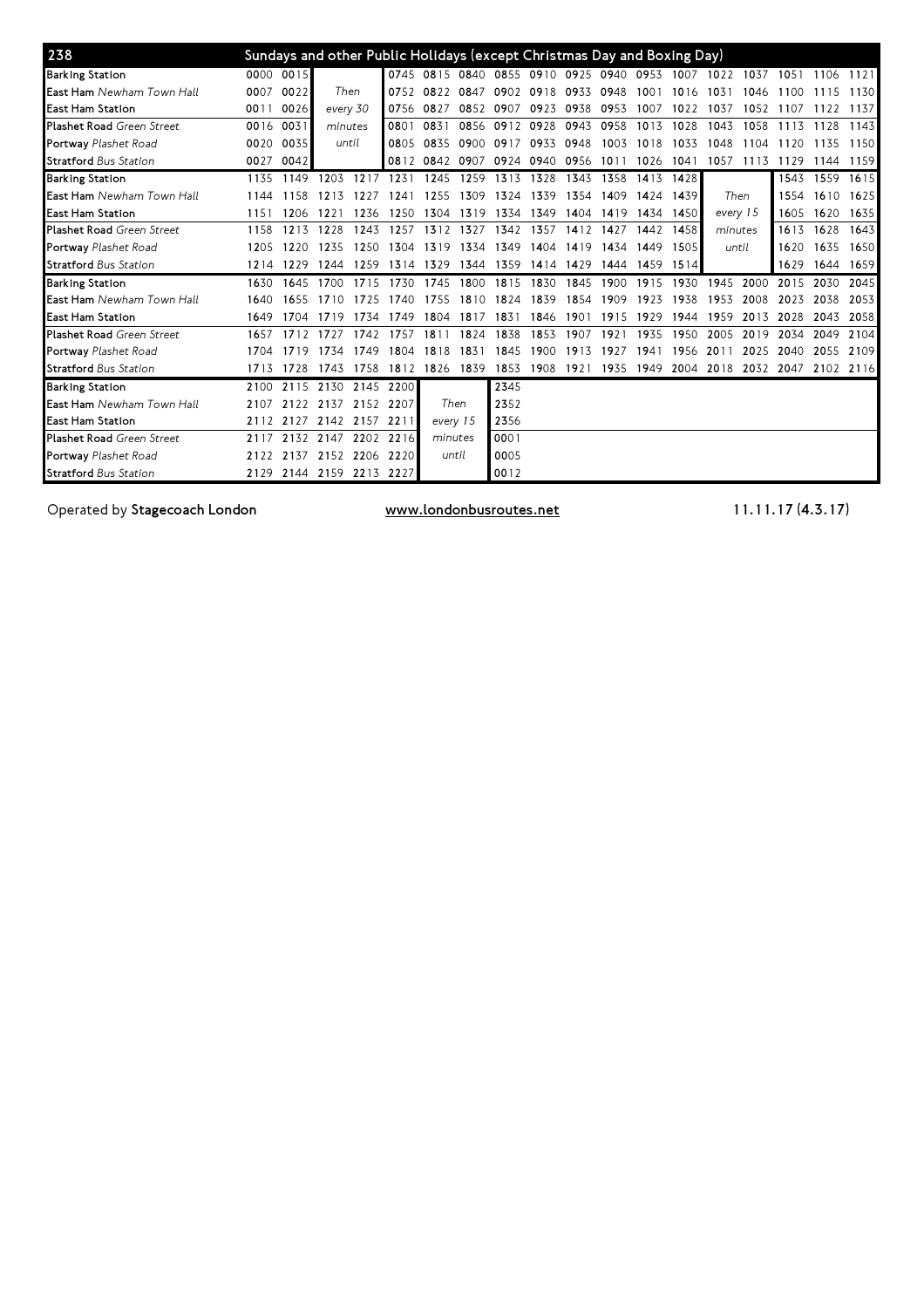## 238 Sundays and other Public Holidays (except Christmas Day and Boxing Day)

| Stop | | | | | | | | | | | | | | | | | | |
|---|---|---|---|---|---|---|---|---|---|---|---|---|---|---|---|---|---|---|
| **Barking Station** | 0000 | 0015 | Then | | 0745 | 0815 | 0840 | 0855 | 0910 | 0925 | 0940 | 0953 | 1007 | 1022 | 1037 | 1051 | 1106 | 1121 |
| **East Ham** *Newham Town Hall* | 0007 | 0022 | every 30 | | 0752 | 0822 | 0847 | 0902 | 0918 | 0933 | 0948 | 1001 | 1016 | 1031 | 1046 | 1100 | 1115 | 1130 |
| **East Ham Station** | 0011 | 0026 | minutes | | 0756 | 0827 | 0852 | 0907 | 0923 | 0938 | 0953 | 1007 | 1022 | 1037 | 1052 | 1107 | 1122 | 1137 |
| **Plashet Road** *Green Street* | 0016 | 0031 | until | | 0801 | 0831 | 0856 | 0912 | 0928 | 0943 | 0958 | 1013 | 1028 | 1043 | 1058 | 1113 | 1128 | 1143 |
| **Portway** *Plashet Road* | 0020 | 0035 | | | 0805 | 0835 | 0900 | 0917 | 0933 | 0948 | 1003 | 1018 | 1033 | 1048 | 1104 | 1120 | 1135 | 1150 |
| **Stratford** *Bus Station* | 0027 | 0042 | | | 0812 | 0842 | 0907 | 0924 | 0940 | 0956 | 1011 | 1026 | 1041 | 1057 | 1113 | 1129 | 1144 | 1159 |
| **Barking Station** | 1135 | 1149 | 1203 | 1217 | 1231 | 1245 | 1259 | 1313 | 1328 | 1343 | 1358 | 1413 | 1428 | Then | | 1543 | 1559 | 1615 |
| **East Ham** *Newham Town Hall* | 1144 | 1158 | 1213 | 1227 | 1241 | 1255 | 1309 | 1324 | 1339 | 1354 | 1409 | 1424 | 1439 | every 15 | | 1554 | 1610 | 1625 |
| **East Ham Station** | 1151 | 1206 | 1221 | 1236 | 1250 | 1304 | 1319 | 1334 | 1349 | 1404 | 1419 | 1434 | 1450 | minutes | | 1605 | 1620 | 1635 |
| **Plashet Road** *Green Street* | 1158 | 1213 | 1228 | 1243 | 1257 | 1312 | 1327 | 1342 | 1357 | 1412 | 1427 | 1442 | 1458 | until | | 1613 | 1628 | 1643 |
| **Portway** *Plashet Road* | 1205 | 1220 | 1235 | 1250 | 1304 | 1319 | 1334 | 1349 | 1404 | 1419 | 1434 | 1449 | 1505 | | | 1620 | 1635 | 1650 |
| **Stratford** *Bus Station* | 1214 | 1229 | 1244 | 1259 | 1314 | 1329 | 1344 | 1359 | 1414 | 1429 | 1444 | 1459 | 1514 | | | 1629 | 1644 | 1659 |
| **Barking Station** | 1630 | 1645 | 1700 | 1715 | 1730 | 1745 | 1800 | 1815 | 1830 | 1845 | 1900 | 1915 | 1930 | 1945 | 2000 | 2015 | 2030 | 2045 |
| **East Ham** *Newham Town Hall* | 1640 | 1655 | 1710 | 1725 | 1740 | 1755 | 1810 | 1824 | 1839 | 1854 | 1909 | 1923 | 1938 | 1953 | 2008 | 2023 | 2038 | 2053 |
| **East Ham Station** | 1649 | 1704 | 1719 | 1734 | 1749 | 1804 | 1817 | 1831 | 1846 | 1901 | 1915 | 1929 | 1944 | 1959 | 2013 | 2028 | 2043 | 2058 |
| **Plashet Road** *Green Street* | 1657 | 1712 | 1727 | 1742 | 1757 | 1811 | 1824 | 1838 | 1853 | 1907 | 1921 | 1935 | 1950 | 2005 | 2019 | 2034 | 2049 | 2104 |
| **Portway** *Plashet Road* | 1704 | 1719 | 1734 | 1749 | 1804 | 1818 | 1831 | 1845 | 1900 | 1913 | 1927 | 1941 | 1956 | 2011 | 2025 | 2040 | 2055 | 2109 |
| **Stratford** *Bus Station* | 1713 | 1728 | 1743 | 1758 | 1812 | 1826 | 1839 | 1853 | 1908 | 1921 | 1935 | 1949 | 2004 | 2018 | 2032 | 2047 | 2102 | 2116 |
| **Barking Station** | 2100 | 2115 | 2130 | 2145 | 2200 | Then | | 2345 | | | | | | | | | | |
| **East Ham** *Newham Town Hall* | 2107 | 2122 | 2137 | 2152 | 2207 | every 15 | | 2352 | | | | | | | | | | |
| **East Ham Station** | 2112 | 2127 | 2142 | 2157 | 2211 | minutes | | 2356 | | | | | | | | | | |
| **Plashet Road** *Green Street* | 2117 | 2132 | 2147 | 2202 | 2216 | until | | 0001 | | | | | | | | | | |
| **Portway** *Plashet Road* | 2122 | 2137 | 2152 | 2206 | 2220 | | | 0005 | | | | | | | | | | |
| **Stratford** *Bus Station* | 2129 | 2144 | 2159 | 2213 | 2227 | | | 0012 | | | | | | | | | | |

Operated by **Stagecoach London** www.londonbusroutes.net 11.11.17 (4.3.17)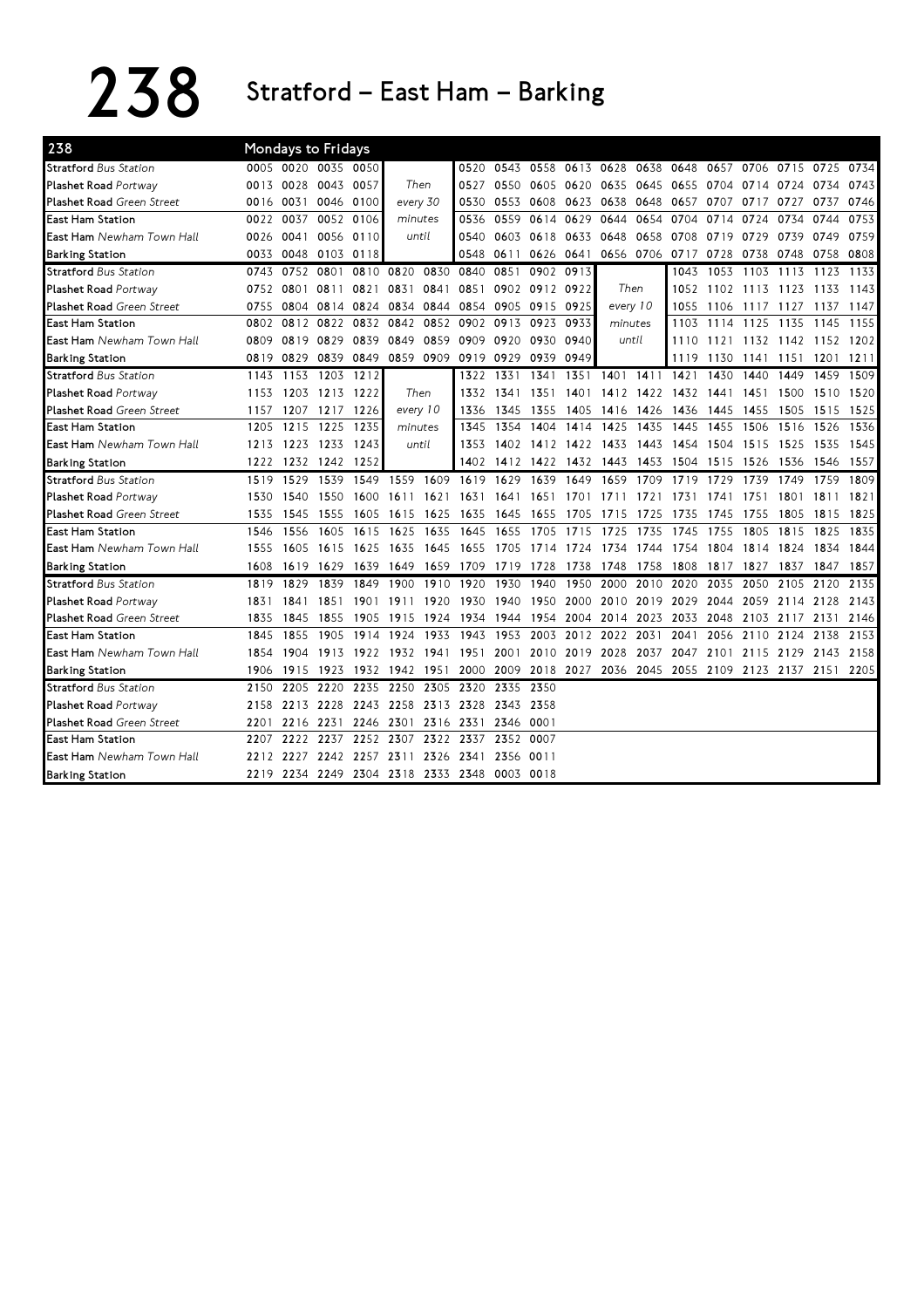# 238 Stratford – East Ham – Barking

**Mondays to Fridays**

| 238 | | | | | | | | | | | | | | | | | | |
|---|---|---|---|---|---|---|---|---|---|---|---|---|---|---|---|---|---|---|
| **Stratford** *Bus Station* | 0005 | 0020 | 0035 | 0050 | Then every 30 minutes until | | 0520 | 0543 | 0558 | 0613 | 0628 | 0638 | 0648 | 0657 | 0706 | 0715 | 0725 | 0734 |
| **Plashet Road** *Portway* | 0013 | 0028 | 0043 | 0057 | | | 0527 | 0550 | 0605 | 0620 | 0635 | 0645 | 0655 | 0704 | 0714 | 0724 | 0734 | 0743 |
| **Plashet Road** *Green Street* | 0016 | 0031 | 0046 | 0100 | | | 0530 | 0553 | 0608 | 0623 | 0638 | 0648 | 0657 | 0707 | 0717 | 0727 | 0737 | 0746 |
| **East Ham Station** | 0022 | 0037 | 0052 | 0106 | | | 0536 | 0559 | 0614 | 0629 | 0644 | 0654 | 0704 | 0714 | 0724 | 0734 | 0744 | 0753 |
| **East Ham** *Newham Town Hall* | 0026 | 0041 | 0056 | 0110 | | | 0540 | 0603 | 0618 | 0633 | 0648 | 0658 | 0708 | 0719 | 0729 | 0739 | 0749 | 0759 |
| **Barking Station** | 0033 | 0048 | 0103 | 0118 | | | 0548 | 0611 | 0626 | 0641 | 0656 | 0706 | 0717 | 0728 | 0738 | 0748 | 0758 | 0808 |
| **Stratford** *Bus Station* | 0743 | 0752 | 0801 | 0810 | 0820 | 0830 | 0840 | 0851 | 0902 | 0913 | Then every 10 minutes until | | 1043 | 1053 | 1103 | 1113 | 1123 | 1133 |
| **Plashet Road** *Portway* | 0752 | 0801 | 0811 | 0821 | 0831 | 0841 | 0851 | 0902 | 0912 | 0922 | | | 1052 | 1102 | 1113 | 1123 | 1133 | 1143 |
| **Plashet Road** *Green Street* | 0755 | 0804 | 0814 | 0824 | 0834 | 0844 | 0854 | 0905 | 0915 | 0925 | | | 1055 | 1106 | 1117 | 1127 | 1137 | 1147 |
| **East Ham Station** | 0802 | 0812 | 0822 | 0832 | 0842 | 0852 | 0902 | 0913 | 0923 | 0933 | | | 1103 | 1114 | 1125 | 1135 | 1145 | 1155 |
| **East Ham** *Newham Town Hall* | 0809 | 0819 | 0829 | 0839 | 0849 | 0859 | 0909 | 0920 | 0930 | 0940 | | | 1110 | 1121 | 1132 | 1142 | 1152 | 1202 |
| **Barking Station** | 0819 | 0829 | 0839 | 0849 | 0859 | 0909 | 0919 | 0929 | 0939 | 0949 | | | 1119 | 1130 | 1141 | 1151 | 1201 | 1211 |
| **Stratford** *Bus Station* | 1143 | 1153 | 1203 | 1212 | Then every 10 minutes until | | 1322 | 1331 | 1341 | 1351 | 1401 | 1411 | 1421 | 1430 | 1440 | 1449 | 1459 | 1509 |
| **Plashet Road** *Portway* | 1153 | 1203 | 1213 | 1222 | | | 1332 | 1341 | 1351 | 1401 | 1412 | 1422 | 1432 | 1441 | 1451 | 1500 | 1510 | 1520 |
| **Plashet Road** *Green Street* | 1157 | 1207 | 1217 | 1226 | | | 1336 | 1345 | 1355 | 1405 | 1416 | 1426 | 1436 | 1445 | 1455 | 1505 | 1515 | 1525 |
| **East Ham Station** | 1205 | 1215 | 1225 | 1235 | | | 1345 | 1354 | 1404 | 1414 | 1425 | 1435 | 1445 | 1455 | 1506 | 1516 | 1526 | 1536 |
| **East Ham** *Newham Town Hall* | 1213 | 1223 | 1233 | 1243 | | | 1353 | 1402 | 1412 | 1422 | 1433 | 1443 | 1454 | 1504 | 1515 | 1525 | 1535 | 1545 |
| **Barking Station** | 1222 | 1232 | 1242 | 1252 | | | 1402 | 1412 | 1422 | 1432 | 1443 | 1453 | 1504 | 1515 | 1526 | 1536 | 1546 | 1557 |
| **Stratford** *Bus Station* | 1519 | 1529 | 1539 | 1549 | 1559 | 1609 | 1619 | 1629 | 1639 | 1649 | 1659 | 1709 | 1719 | 1729 | 1739 | 1749 | 1759 | 1809 |
| **Plashet Road** *Portway* | 1530 | 1540 | 1550 | 1600 | 1611 | 1621 | 1631 | 1641 | 1651 | 1701 | 1711 | 1721 | 1731 | 1741 | 1751 | 1801 | 1811 | 1821 |
| **Plashet Road** *Green Street* | 1535 | 1545 | 1555 | 1605 | 1615 | 1625 | 1635 | 1645 | 1655 | 1705 | 1715 | 1725 | 1735 | 1745 | 1755 | 1805 | 1815 | 1825 |
| **East Ham Station** | 1546 | 1556 | 1605 | 1615 | 1625 | 1635 | 1645 | 1655 | 1705 | 1715 | 1725 | 1735 | 1745 | 1755 | 1805 | 1815 | 1825 | 1835 |
| **East Ham** *Newham Town Hall* | 1555 | 1605 | 1615 | 1625 | 1635 | 1645 | 1655 | 1705 | 1714 | 1724 | 1734 | 1744 | 1754 | 1804 | 1814 | 1824 | 1834 | 1844 |
| **Barking Station** | 1608 | 1619 | 1629 | 1639 | 1649 | 1659 | 1709 | 1719 | 1728 | 1738 | 1748 | 1758 | 1808 | 1817 | 1827 | 1837 | 1847 | 1857 |
| **Stratford** *Bus Station* | 1819 | 1829 | 1839 | 1849 | 1900 | 1910 | 1920 | 1930 | 1940 | 1950 | 2000 | 2010 | 2020 | 2035 | 2050 | 2105 | 2120 | 2135 |
| **Plashet Road** *Portway* | 1831 | 1841 | 1851 | 1901 | 1911 | 1920 | 1930 | 1940 | 1950 | 2000 | 2010 | 2019 | 2029 | 2044 | 2059 | 2114 | 2128 | 2143 |
| **Plashet Road** *Green Street* | 1835 | 1845 | 1855 | 1905 | 1915 | 1924 | 1934 | 1944 | 1954 | 2004 | 2014 | 2023 | 2033 | 2048 | 2103 | 2117 | 2131 | 2146 |
| **East Ham Station** | 1845 | 1855 | 1905 | 1914 | 1924 | 1933 | 1943 | 1953 | 2003 | 2012 | 2022 | 2031 | 2041 | 2056 | 2110 | 2124 | 2138 | 2153 |
| **East Ham** *Newham Town Hall* | 1854 | 1904 | 1913 | 1922 | 1932 | 1941 | 1951 | 2001 | 2010 | 2019 | 2028 | 2037 | 2047 | 2101 | 2115 | 2129 | 2143 | 2158 |
| **Barking Station** | 1906 | 1915 | 1923 | 1932 | 1942 | 1951 | 2000 | 2009 | 2018 | 2027 | 2036 | 2045 | 2055 | 2109 | 2123 | 2137 | 2151 | 2205 |
| **Stratford** *Bus Station* | 2150 | 2205 | 2220 | 2235 | 2250 | 2305 | 2320 | 2335 | 2350 | | | | | | | | | |
| **Plashet Road** *Portway* | 2158 | 2213 | 2228 | 2243 | 2258 | 2313 | 2328 | 2343 | 2358 | | | | | | | | | |
| **Plashet Road** *Green Street* | 2201 | 2216 | 2231 | 2246 | 2301 | 2316 | 2331 | 2346 | 0001 | | | | | | | | | |
| **East Ham Station** | 2207 | 2222 | 2237 | 2252 | 2307 | 2322 | 2337 | 2352 | 0007 | | | | | | | | | |
| **East Ham** *Newham Town Hall* | 2212 | 2227 | 2242 | 2257 | 2311 | 2326 | 2341 | 2356 | 0011 | | | | | | | | | |
| **Barking Station** | 2219 | 2234 | 2249 | 2304 | 2318 | 2333 | 2348 | 0003 | 0018 | | | | | | | | | |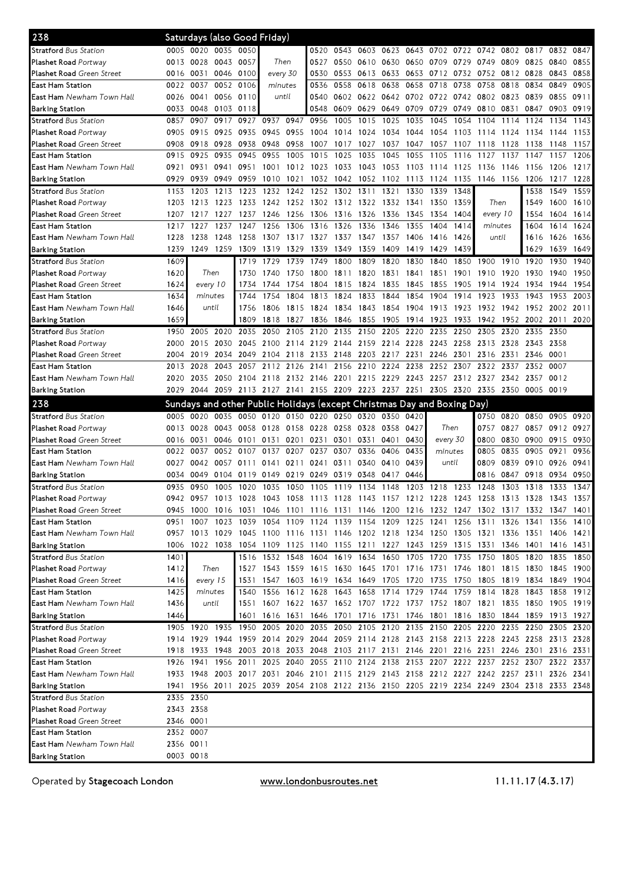## 238 Saturdays (also Good Friday)

| | | | | | | | | | | | | | | | | | |
|---|---|---|---|---|---|---|---|---|---|---|---|---|---|---|---|---|---|
| **Stratford** *Bus Station* | 0005 | 0020 | 0035 | 0050 | | 0520 | 0543 | 0603 | 0623 | 0643 | 0702 | 0722 | 0742 | 0802 | 0817 | 0832 | 0847 |
| **Plashet Road** *Portway* | 0013 | 0028 | 0043 | 0057 | *Then* | 0527 | 0550 | 0610 | 0630 | 0650 | 0709 | 0729 | 0749 | 0809 | 0825 | 0840 | 0855 |
| **Plashet Road** *Green Street* | 0016 | 0031 | 0046 | 0100 | *every 30* | 0530 | 0553 | 0613 | 0633 | 0653 | 0712 | 0732 | 0752 | 0812 | 0828 | 0843 | 0858 |
| **East Ham Station** | 0022 | 0037 | 0052 | 0106 | *minutes* | 0536 | 0558 | 0618 | 0638 | 0658 | 0718 | 0738 | 0758 | 0818 | 0834 | 0849 | 0905 |
| **East Ham** *Newham Town Hall* | 0026 | 0041 | 0056 | 0110 | *until* | 0540 | 0602 | 0622 | 0642 | 0702 | 0722 | 0742 | 0802 | 0823 | 0839 | 0855 | 0911 |
| **Barking Station** | 0033 | 0048 | 0103 | 0118 | | 0548 | 0609 | 0629 | 0649 | 0709 | 0729 | 0749 | 0810 | 0831 | 0847 | 0903 | 0919 |

| | | | | | | | | | | | | | | | | | | |
|---|---|---|---|---|---|---|---|---|---|---|---|---|---|---|---|---|---|---|
| **Stratford** *Bus Station* | 0857 | 0907 | 0917 | 0927 | 0937 | 0947 | 0956 | 1005 | 1015 | 1025 | 1035 | 1045 | 1054 | 1104 | 1114 | 1124 | 1134 | 1143 |
| **Plashet Road** *Portway* | 0905 | 0915 | 0925 | 0935 | 0945 | 0955 | 1004 | 1014 | 1024 | 1034 | 1044 | 1054 | 1103 | 1114 | 1124 | 1134 | 1144 | 1153 |
| **Plashet Road** *Green Street* | 0908 | 0918 | 0928 | 0938 | 0948 | 0958 | 1007 | 1017 | 1027 | 1037 | 1047 | 1057 | 1107 | 1118 | 1128 | 1138 | 1148 | 1157 |
| **East Ham Station** | 0915 | 0925 | 0935 | 0945 | 0955 | 1005 | 1015 | 1025 | 1035 | 1045 | 1055 | 1105 | 1116 | 1127 | 1137 | 1147 | 1157 | 1206 |
| **East Ham** *Newham Town Hall* | 0921 | 0931 | 0941 | 0951 | 1001 | 1012 | 1023 | 1033 | 1043 | 1053 | 1103 | 1114 | 1125 | 1136 | 1146 | 1156 | 1206 | 1217 |
| **Barking Station** | 0929 | 0939 | 0949 | 0959 | 1010 | 1021 | 1032 | 1042 | 1052 | 1102 | 1113 | 1124 | 1135 | 1146 | 1156 | 1206 | 1217 | 1228 |

| | | | | | | | | | | | | | | | | | |
|---|---|---|---|---|---|---|---|---|---|---|---|---|---|---|---|---|---|
| **Stratford** *Bus Station* | 1153 | 1203 | 1213 | 1223 | 1232 | 1242 | 1252 | 1302 | 1311 | 1321 | 1330 | 1339 | 1348 | | 1538 | 1549 | 1559 |
| **Plashet Road** *Portway* | 1203 | 1213 | 1223 | 1233 | 1242 | 1252 | 1302 | 1312 | 1322 | 1332 | 1341 | 1350 | 1359 | *Then* | 1549 | 1600 | 1610 |
| **Plashet Road** *Green Street* | 1207 | 1217 | 1227 | 1237 | 1246 | 1256 | 1306 | 1316 | 1326 | 1336 | 1345 | 1354 | 1404 | *every 10* | 1554 | 1604 | 1614 |
| **East Ham Station** | 1217 | 1227 | 1237 | 1247 | 1256 | 1306 | 1316 | 1326 | 1336 | 1346 | 1355 | 1404 | 1414 | *minutes* | 1604 | 1614 | 1624 |
| **East Ham** *Newham Town Hall* | 1228 | 1238 | 1248 | 1258 | 1307 | 1317 | 1327 | 1337 | 1347 | 1357 | 1406 | 1416 | 1426 | *until* | 1616 | 1626 | 1636 |
| **Barking Station** | 1239 | 1249 | 1259 | 1309 | 1319 | 1329 | 1339 | 1349 | 1359 | 1409 | 1419 | 1429 | 1439 | | 1629 | 1639 | 1649 |

| | | | | | | | | | | | | | | | | | |
|---|---|---|---|---|---|---|---|---|---|---|---|---|---|---|---|---|---|
| **Stratford** *Bus Station* | 1609 | | 1719 | 1729 | 1739 | 1749 | 1800 | 1809 | 1820 | 1830 | 1840 | 1850 | 1900 | 1910 | 1920 | 1930 | 1940 |
| **Plashet Road** *Portway* | 1620 | *Then* | 1730 | 1740 | 1750 | 1800 | 1811 | 1820 | 1831 | 1841 | 1851 | 1901 | 1910 | 1920 | 1930 | 1940 | 1950 |
| **Plashet Road** *Green Street* | 1624 | *every 10* | 1734 | 1744 | 1754 | 1804 | 1815 | 1824 | 1835 | 1845 | 1855 | 1905 | 1914 | 1924 | 1934 | 1944 | 1954 |
| **East Ham Station** | 1634 | *minutes* | 1744 | 1754 | 1804 | 1813 | 1824 | 1833 | 1844 | 1854 | 1904 | 1914 | 1923 | 1933 | 1943 | 1953 | 2003 |
| **East Ham** *Newham Town Hall* | 1646 | *until* | 1756 | 1806 | 1815 | 1824 | 1834 | 1843 | 1854 | 1904 | 1913 | 1923 | 1932 | 1942 | 1952 | 2002 | 2011 |
| **Barking Station** | 1659 | | 1809 | 1818 | 1827 | 1836 | 1846 | 1855 | 1905 | 1914 | 1923 | 1933 | 1942 | 1952 | 2002 | 2011 | 2020 |

| | | | | | | | | | | | | | | | | | |
|---|---|---|---|---|---|---|---|---|---|---|---|---|---|---|---|---|---|
| **Stratford** *Bus Station* | 1950 | 2005 | 2020 | 2035 | 2050 | 2105 | 2120 | 2135 | 2150 | 2205 | 2220 | 2235 | 2250 | 2305 | 2320 | 2335 | 2350 |
| **Plashet Road** *Portway* | 2000 | 2015 | 2030 | 2045 | 2100 | 2114 | 2129 | 2144 | 2159 | 2214 | 2228 | 2243 | 2258 | 2313 | 2328 | 2343 | 2358 |
| **Plashet Road** *Green Street* | 2004 | 2019 | 2034 | 2049 | 2104 | 2118 | 2133 | 2148 | 2203 | 2217 | 2231 | 2246 | 2301 | 2316 | 2331 | 2346 | 0001 |
| **East Ham Station** | 2013 | 2028 | 2043 | 2057 | 2112 | 2126 | 2141 | 2156 | 2210 | 2224 | 2238 | 2252 | 2307 | 2322 | 2337 | 2352 | 0007 |
| **East Ham** *Newham Town Hall* | 2020 | 2035 | 2050 | 2104 | 2118 | 2132 | 2146 | 2201 | 2215 | 2229 | 2243 | 2257 | 2312 | 2327 | 2342 | 2357 | 0012 |
| **Barking Station** | 2029 | 2044 | 2059 | 2113 | 2127 | 2141 | 2155 | 2209 | 2223 | 2237 | 2251 | 2305 | 2320 | 2335 | 2350 | 0005 | 0019 |

## 238 Sundays and other Public Holidays (except Christmas Day and Boxing Day)

| | | | | | | | | | | | | | | | | | |
|---|---|---|---|---|---|---|---|---|---|---|---|---|---|---|---|---|---|
| **Stratford** *Bus Station* | 0005 | 0020 | 0035 | 0050 | 0120 | 0150 | 0220 | 0250 | 0320 | 0350 | 0420 | | 0750 | 0820 | 0850 | 0905 | 0920 |
| **Plashet Road** *Portway* | 0013 | 0028 | 0043 | 0058 | 0128 | 0158 | 0228 | 0258 | 0328 | 0358 | 0427 | *Then* | 0757 | 0827 | 0857 | 0912 | 0927 |
| **Plashet Road** *Green Street* | 0016 | 0031 | 0046 | 0101 | 0131 | 0201 | 0231 | 0301 | 0331 | 0401 | 0430 | *every 30* | 0800 | 0830 | 0900 | 0915 | 0930 |
| **East Ham Station** | 0022 | 0037 | 0052 | 0107 | 0137 | 0207 | 0237 | 0307 | 0336 | 0406 | 0435 | *minutes* | 0805 | 0835 | 0905 | 0921 | 0936 |
| **East Ham** *Newham Town Hall* | 0027 | 0042 | 0057 | 0111 | 0141 | 0211 | 0241 | 0311 | 0340 | 0410 | 0439 | *until* | 0809 | 0839 | 0910 | 0926 | 0941 |
| **Barking Station** | 0034 | 0049 | 0104 | 0119 | 0149 | 0219 | 0249 | 0319 | 0348 | 0417 | 0446 | | 0816 | 0847 | 0918 | 0934 | 0950 |

| | | | | | | | | | | | | | | | | | | |
|---|---|---|---|---|---|---|---|---|---|---|---|---|---|---|---|---|---|---|
| **Stratford** *Bus Station* | 0935 | 0950 | 1005 | 1020 | 1035 | 1050 | 1105 | 1119 | 1134 | 1148 | 1203 | 1218 | 1233 | 1248 | 1303 | 1318 | 1333 | 1347 |
| **Plashet Road** *Portway* | 0942 | 0957 | 1013 | 1028 | 1043 | 1058 | 1113 | 1128 | 1143 | 1157 | 1212 | 1228 | 1243 | 1258 | 1313 | 1328 | 1343 | 1357 |
| **Plashet Road** *Green Street* | 0945 | 1000 | 1016 | 1031 | 1046 | 1101 | 1116 | 1131 | 1146 | 1200 | 1216 | 1232 | 1247 | 1302 | 1317 | 1332 | 1347 | 1401 |
| **East Ham Station** | 0951 | 1007 | 1023 | 1039 | 1054 | 1109 | 1124 | 1139 | 1154 | 1209 | 1225 | 1241 | 1256 | 1311 | 1326 | 1341 | 1356 | 1410 |
| **East Ham** *Newham Town Hall* | 0957 | 1013 | 1029 | 1045 | 1100 | 1116 | 1131 | 1146 | 1202 | 1218 | 1234 | 1250 | 1305 | 1321 | 1336 | 1351 | 1406 | 1421 |
| **Barking Station** | 1006 | 1022 | 1038 | 1054 | 1109 | 1125 | 1140 | 1155 | 1211 | 1227 | 1243 | 1259 | 1315 | 1331 | 1346 | 1401 | 1416 | 1431 |

| | | | | | | | | | | | | | | | | | |
|---|---|---|---|---|---|---|---|---|---|---|---|---|---|---|---|---|---|
| **Stratford** *Bus Station* | 1401 | | 1516 | 1532 | 1548 | 1604 | 1619 | 1634 | 1650 | 1705 | 1720 | 1735 | 1750 | 1805 | 1820 | 1835 | 1850 |
| **Plashet Road** *Portway* | 1412 | *Then* | 1527 | 1543 | 1559 | 1615 | 1630 | 1645 | 1701 | 1716 | 1731 | 1746 | 1801 | 1815 | 1830 | 1845 | 1900 |
| **Plashet Road** *Green Street* | 1416 | *every 15* | 1531 | 1547 | 1603 | 1619 | 1634 | 1649 | 1705 | 1720 | 1735 | 1750 | 1805 | 1819 | 1834 | 1849 | 1904 |
| **East Ham Station** | 1425 | *minutes* | 1540 | 1556 | 1612 | 1628 | 1643 | 1658 | 1714 | 1729 | 1744 | 1759 | 1814 | 1828 | 1843 | 1858 | 1912 |
| **East Ham** *Newham Town Hall* | 1436 | *until* | 1551 | 1607 | 1622 | 1637 | 1652 | 1707 | 1722 | 1737 | 1752 | 1807 | 1821 | 1835 | 1850 | 1905 | 1919 |
| **Barking Station** | 1446 | | 1601 | 1616 | 1631 | 1646 | 1701 | 1716 | 1731 | 1746 | 1801 | 1816 | 1830 | 1844 | 1859 | 1913 | 1927 |

| | | | | | | | | | | | | | | | | | | |
|---|---|---|---|---|---|---|---|---|---|---|---|---|---|---|---|---|---|---|
| **Stratford** *Bus Station* | 1905 | 1920 | 1935 | 1950 | 2005 | 2020 | 2035 | 2050 | 2105 | 2120 | 2135 | 2150 | 2205 | 2220 | 2235 | 2250 | 2305 | 2320 |
| **Plashet Road** *Portway* | 1914 | 1929 | 1944 | 1959 | 2014 | 2029 | 2044 | 2059 | 2114 | 2128 | 2143 | 2158 | 2213 | 2228 | 2243 | 2258 | 2313 | 2328 |
| **Plashet Road** *Green Street* | 1918 | 1933 | 1948 | 2003 | 2018 | 2033 | 2048 | 2103 | 2117 | 2131 | 2146 | 2201 | 2216 | 2231 | 2246 | 2301 | 2316 | 2331 |
| **East Ham Station** | 1926 | 1941 | 1956 | 2011 | 2025 | 2040 | 2055 | 2110 | 2124 | 2138 | 2153 | 2207 | 2222 | 2237 | 2252 | 2307 | 2322 | 2337 |
| **East Ham** *Newham Town Hall* | 1933 | 1948 | 2003 | 2017 | 2031 | 2046 | 2101 | 2115 | 2129 | 2143 | 2158 | 2212 | 2227 | 2242 | 2257 | 2311 | 2326 | 2341 |
| **Barking Station** | 1941 | 1956 | 2011 | 2025 | 2039 | 2054 | 2108 | 2122 | 2136 | 2150 | 2205 | 2219 | 2234 | 2249 | 2304 | 2318 | 2333 | 2348 |

| | | |
|---|---|---|
| **Stratford** *Bus Station* | 2335 | 2350 |
| **Plashet Road** *Portway* | 2343 | 2358 |
| **Plashet Road** *Green Street* | 2346 | 0001 |
| **East Ham Station** | 2352 | 0007 |
| **East Ham** *Newham Town Hall* | 2356 | 0011 |
| **Barking Station** | 0003 | 0018 |

Operated by **Stagecoach London** www.londonbusroutes.net 11.11.17 (4.3.17)